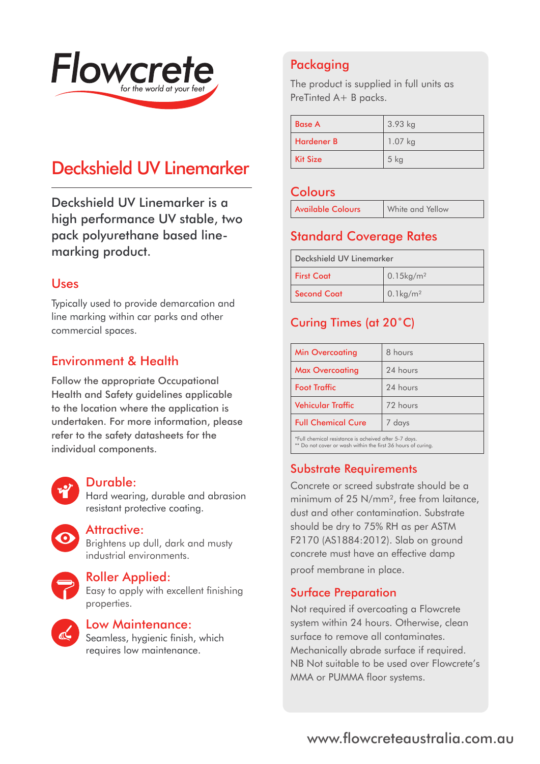# Flowcrete

*for the world at your feet*

## Deckshield UV Linemarker

Deckshield UV Linemarker is a high performance UV stable, two pack polyurethane based line-marking product.

### Uses

Typically used to provide demarcation and line marking within car parks and other commercial spaces.

### Environment & Health

Follow the appropriate Occupational Health and Safety guidelines applicable to the location where the application is undertaken. For more information, please refer to the safety datasheets for the individual components.

### Durable:

Hard wearing, durable and abrasion resistant protective coating.

### Attractive:

Brightens up dull, dark and musty industrial environments.

### Roller Applied:

Easy to apply with excellent finishing properties.

### Low Maintenance:

Seamless, hygienic finish, which requires low maintenance.

### Packaging

The product is supplied in full units as PreTinted A+ B packs.

| | |
|---|---|
| Base A | 3.93 kg |
| Hardener B | 1.07 kg |
| Kit Size | 5 kg |

### Colours

| | |
|---|---|
| Available Colours | White and Yellow |

### Standard Coverage Rates

| Deckshield UV Linemarker | |
|---|---|
| First Coat | 0.15kg/m$^2$ |
| Second Coat | 0.1kg/m$^2$ |

### Curing Times (at 20˚C)

| | |
|---|---|
| Min Overcoating | 8 hours |
| Max Overcoating | 24 hours |
| Foot Traffic | 24 hours |
| Vehicular Traffic | 72 hours |
| Full Chemical Cure | 7 days |

*Full chemical resistance is acheived after 5-7 days.
** Do not cover or wash within the first 36 hours of curing.

### Substrate Requirements

Concrete or screed substrate should be a minimum of 25 N/mm$^2$, free from laitance, dust and other contamination. Substrate should be dry to 75% RH as per ASTM F2170 (AS1884:2012). Slab on ground concrete must have an effective damp proof membrane in place.

### Surface Preparation

Not required if overcoating a Flowcrete system within 24 hours. Otherwise, clean surface to remove all contaminates. Mechanically abrade surface if required. NB Not suitable to be used over Flowcrete's MMA or PUMMA floor systems.

www.flowcreteaustralia.com.au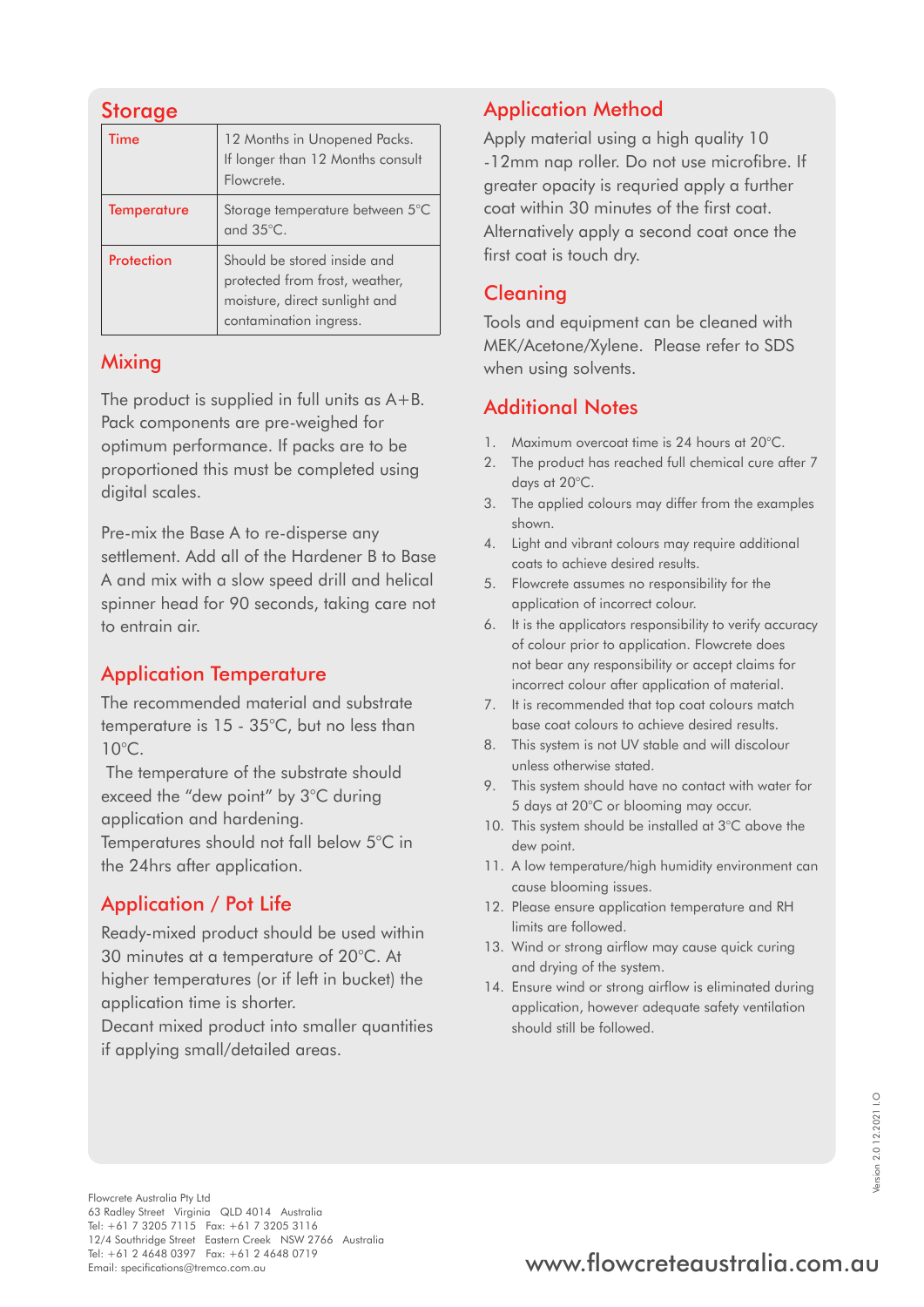## Storage

| Time | 12 Months in Unopened Packs. If longer than 12 Months consult Flowcrete. |
|---|---|
| Temperature | Storage temperature between 5°C and 35°C. |
| Protection | Should be stored inside and protected from frost, weather, moisture, direct sunlight and contamination ingress. |

## Mixing

The product is supplied in full units as A+B. Pack components are pre-weighed for optimum performance. If packs are to be proportioned this must be completed using digital scales.

Pre-mix the Base A to re-disperse any settlement. Add all of the Hardener B to Base A and mix with a slow speed drill and helical spinner head for 90 seconds, taking care not to entrain air.

## Application Temperature

The recommended material and substrate temperature is 15 - 35°C, but no less than 10°C.

The temperature of the substrate should exceed the "dew point" by 3°C during application and hardening.

Temperatures should not fall below 5°C in the 24hrs after application.

## Application / Pot Life

Ready-mixed product should be used within 30 minutes at a temperature of 20°C. At higher temperatures (or if left in bucket) the application time is shorter.

Decant mixed product into smaller quantities if applying small/detailed areas.

## Application Method

Apply material using a high quality 10 -12mm nap roller. Do not use microfibre. If greater opacity is requried apply a further coat within 30 minutes of the first coat. Alternatively apply a second coat once the first coat is touch dry.

## Cleaning

Tools and equipment can be cleaned with MEK/Acetone/Xylene. Please refer to SDS when using solvents.

## Additional Notes

1. Maximum overcoat time is 24 hours at 20°C.
2. The product has reached full chemical cure after 7 days at 20°C.
3. The applied colours may differ from the examples shown.
4. Light and vibrant colours may require additional coats to achieve desired results.
5. Flowcrete assumes no responsibility for the application of incorrect colour.
6. It is the applicators responsibility to verify accuracy of colour prior to application. Flowcrete does not bear any responsibility or accept claims for incorrect colour after application of material.
7. It is recommended that top coat colours match base coat colours to achieve desired results.
8. This system is not UV stable and will discolour unless otherwise stated.
9. This system should have no contact with water for 5 days at 20°C or blooming may occur.
10. This system should be installed at 3°C above the dew point.
11. A low temperature/high humidity environment can cause blooming issues.
12. Please ensure application temperature and RH limits are followed.
13. Wind or strong airflow may cause quick curing and drying of the system.
14. Ensure wind or strong airflow is eliminated during application, however adequate safety ventilation should still be followed.

Flowcrete Australia Pty Ltd
63 Radley Street Virginia QLD 4014 Australia
Tel: +61 7 3205 7115 Fax: +61 7 3205 3116
12/4 Southridge Street Eastern Creek NSW 2766 Australia
Tel: +61 2 4648 0397 Fax: +61 2 4648 0719
Email: specifications@tremco.com.au

www.flowcreteaustralia.com.au

Version 2.0 12.2021 LO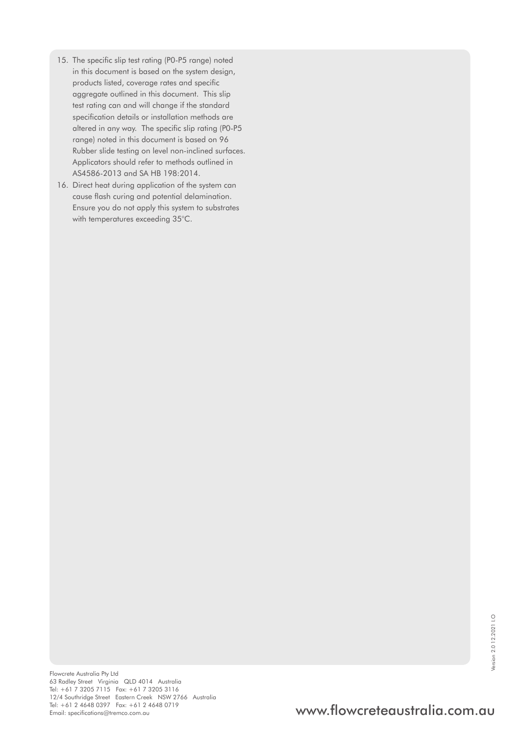15. The specific slip test rating (P0-P5 range) noted in this document is based on the system design, products listed, coverage rates and specific aggregate outlined in this document. This slip test rating can and will change if the standard specification details or installation methods are altered in any way. The specific slip rating (P0-P5 range) noted in this document is based on 96 Rubber slide testing on level non-inclined surfaces. Applicators should refer to methods outlined in AS4586-2013 and SA HB 198:2014.
16. Direct heat during application of the system can cause flash curing and potential delamination. Ensure you do not apply this system to substrates with temperatures exceeding 35°C.

Flowcrete Australia Pty Ltd
63 Radley Street Virginia QLD 4014 Australia
Tel: +61 7 3205 7115 Fax: +61 7 3205 3116
12/4 Southridge Street Eastern Creek NSW 2766 Australia
Tel: +61 2 4648 0397 Fax: +61 2 4648 0719
Email: specifications@tremco.com.au

www.flowcreteaustralia.com.au

Version 2.0 12.2021 I.O